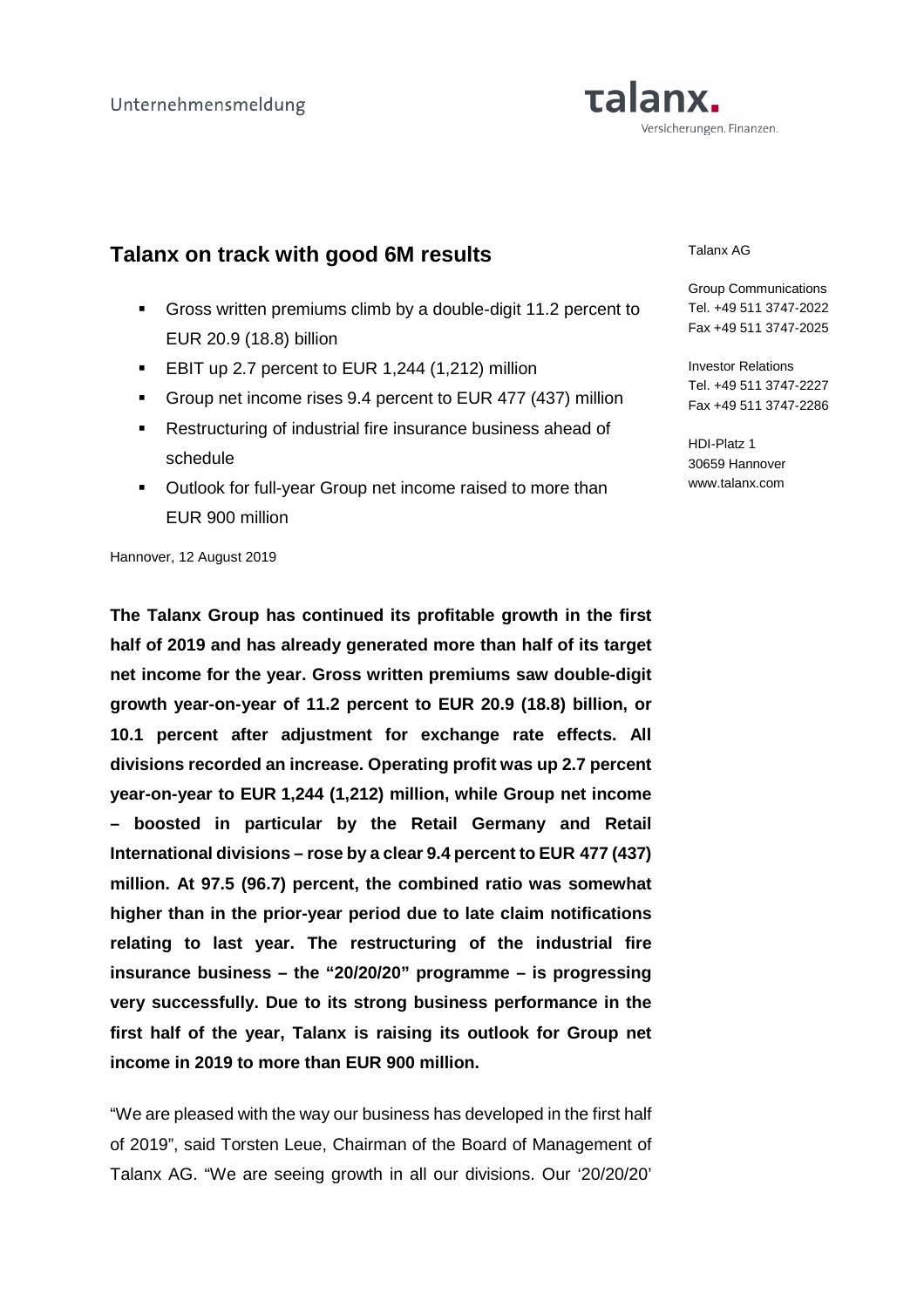Unternehmensmeldung

# Talanx on track with good 6M results

- Gross written premiums climb by a double-digit 11.2 percent to EUR 20.9 (18.8) billion
- EBIT up 2.7 percent to EUR 1,244 (1,212) million
- Group net income rises 9.4 percent to EUR 477 (437) million
- Restructuring of industrial fire insurance business ahead of schedule
- Outlook for full-year Group net income raised to more than EUR 900 million

Talanx AG

Group Communications
Tel. +49 511 3747-2022
Fax +49 511 3747-2025

Investor Relations
Tel. +49 511 3747-2227
Fax +49 511 3747-2286

HDI-Platz 1
30659 Hannover
www.talanx.com

Hannover, 12 August 2019

**The Talanx Group has continued its profitable growth in the first half of 2019 and has already generated more than half of its target net income for the year. Gross written premiums saw double-digit growth year-on-year of 11.2 percent to EUR 20.9 (18.8) billion, or 10.1 percent after adjustment for exchange rate effects. All divisions recorded an increase. Operating profit was up 2.7 percent year-on-year to EUR 1,244 (1,212) million, while Group net income – boosted in particular by the Retail Germany and Retail International divisions – rose by a clear 9.4 percent to EUR 477 (437) million. At 97.5 (96.7) percent, the combined ratio was somewhat higher than in the prior-year period due to late claim notifications relating to last year. The restructuring of the industrial fire insurance business – the "20/20/20" programme – is progressing very successfully. Due to its strong business performance in the first half of the year, Talanx is raising its outlook for Group net income in 2019 to more than EUR 900 million.**

"We are pleased with the way our business has developed in the first half of 2019", said Torsten Leue, Chairman of the Board of Management of Talanx AG. "We are seeing growth in all our divisions. Our '20/20/20'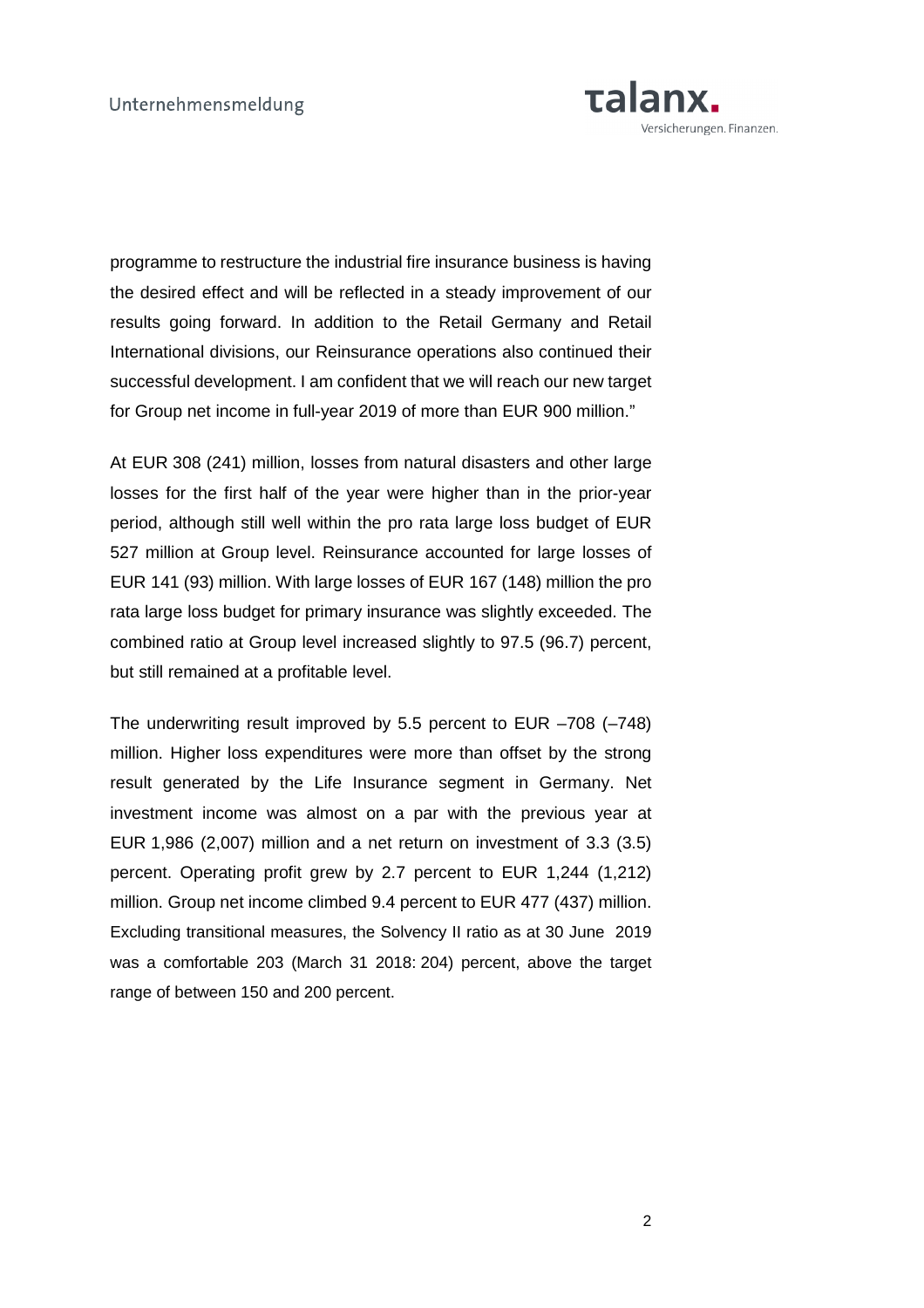programme to restructure the industrial fire insurance business is having the desired effect and will be reflected in a steady improvement of our results going forward. In addition to the Retail Germany and Retail International divisions, our Reinsurance operations also continued their successful development. I am confident that we will reach our new target for Group net income in full-year 2019 of more than EUR 900 million."

At EUR 308 (241) million, losses from natural disasters and other large losses for the first half of the year were higher than in the prior-year period, although still well within the pro rata large loss budget of EUR 527 million at Group level. Reinsurance accounted for large losses of EUR 141 (93) million. With large losses of EUR 167 (148) million the pro rata large loss budget for primary insurance was slightly exceeded. The combined ratio at Group level increased slightly to 97.5 (96.7) percent, but still remained at a profitable level.

The underwriting result improved by 5.5 percent to EUR –708 (–748) million. Higher loss expenditures were more than offset by the strong result generated by the Life Insurance segment in Germany. Net investment income was almost on a par with the previous year at EUR 1,986 (2,007) million and a net return on investment of 3.3 (3.5) percent. Operating profit grew by 2.7 percent to EUR 1,244 (1,212) million. Group net income climbed 9.4 percent to EUR 477 (437) million. Excluding transitional measures, the Solvency II ratio as at 30 June 2019 was a comfortable 203 (March 31 2018: 204) percent, above the target range of between 150 and 200 percent.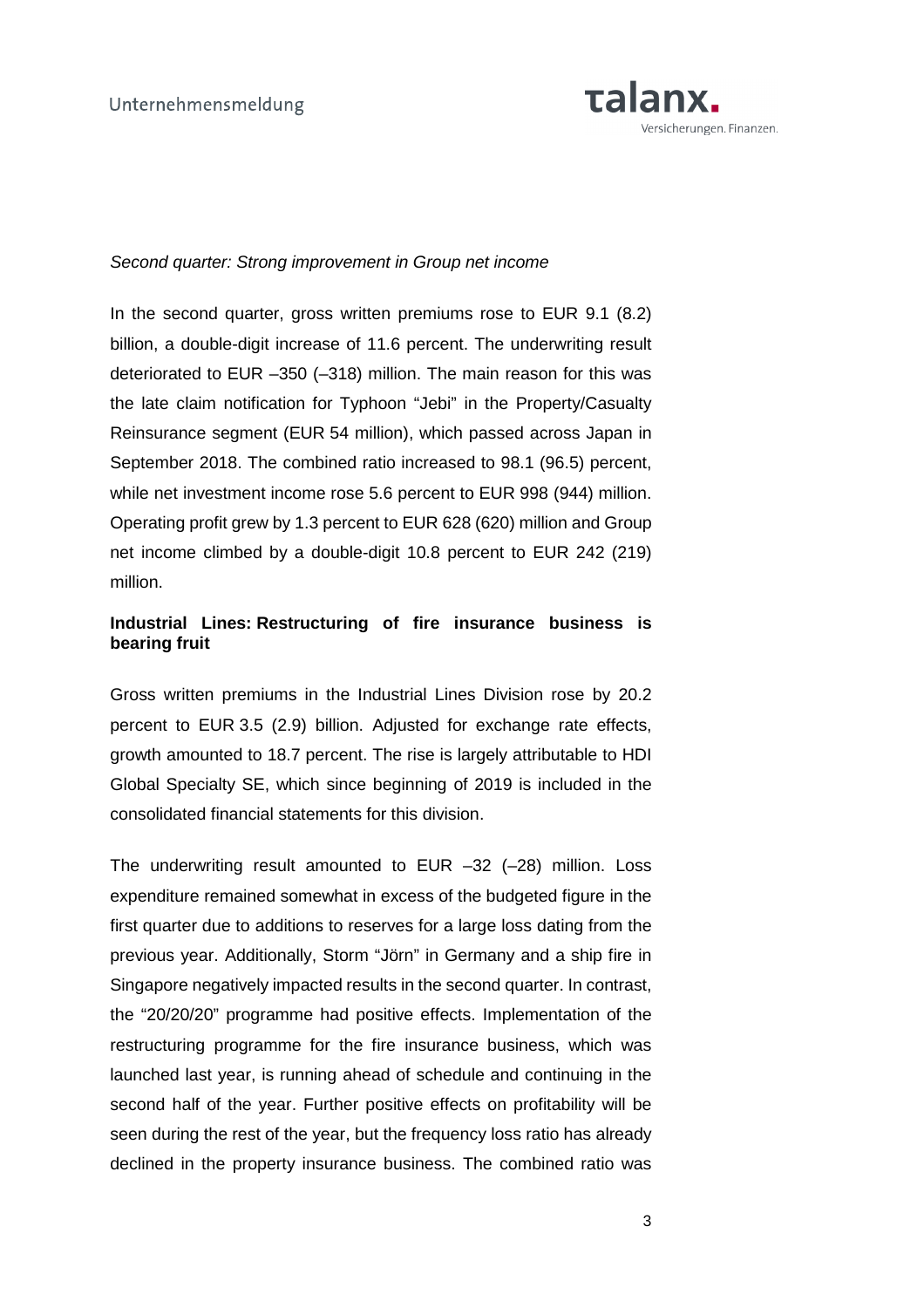*Second quarter: Strong improvement in Group net income*

In the second quarter, gross written premiums rose to EUR 9.1 (8.2) billion, a double-digit increase of 11.6 percent. The underwriting result deteriorated to EUR –350 (–318) million. The main reason for this was the late claim notification for Typhoon "Jebi" in the Property/Casualty Reinsurance segment (EUR 54 million), which passed across Japan in September 2018. The combined ratio increased to 98.1 (96.5) percent, while net investment income rose 5.6 percent to EUR 998 (944) million. Operating profit grew by 1.3 percent to EUR 628 (620) million and Group net income climbed by a double-digit 10.8 percent to EUR 242 (219) million.

**Industrial Lines: Restructuring of fire insurance business is bearing fruit**

Gross written premiums in the Industrial Lines Division rose by 20.2 percent to EUR 3.5 (2.9) billion. Adjusted for exchange rate effects, growth amounted to 18.7 percent. The rise is largely attributable to HDI Global Specialty SE, which since beginning of 2019 is included in the consolidated financial statements for this division.

The underwriting result amounted to EUR –32 (–28) million. Loss expenditure remained somewhat in excess of the budgeted figure in the first quarter due to additions to reserves for a large loss dating from the previous year. Additionally, Storm "Jörn" in Germany and a ship fire in Singapore negatively impacted results in the second quarter. In contrast, the "20/20/20" programme had positive effects. Implementation of the restructuring programme for the fire insurance business, which was launched last year, is running ahead of schedule and continuing in the second half of the year. Further positive effects on profitability will be seen during the rest of the year, but the frequency loss ratio has already declined in the property insurance business. The combined ratio was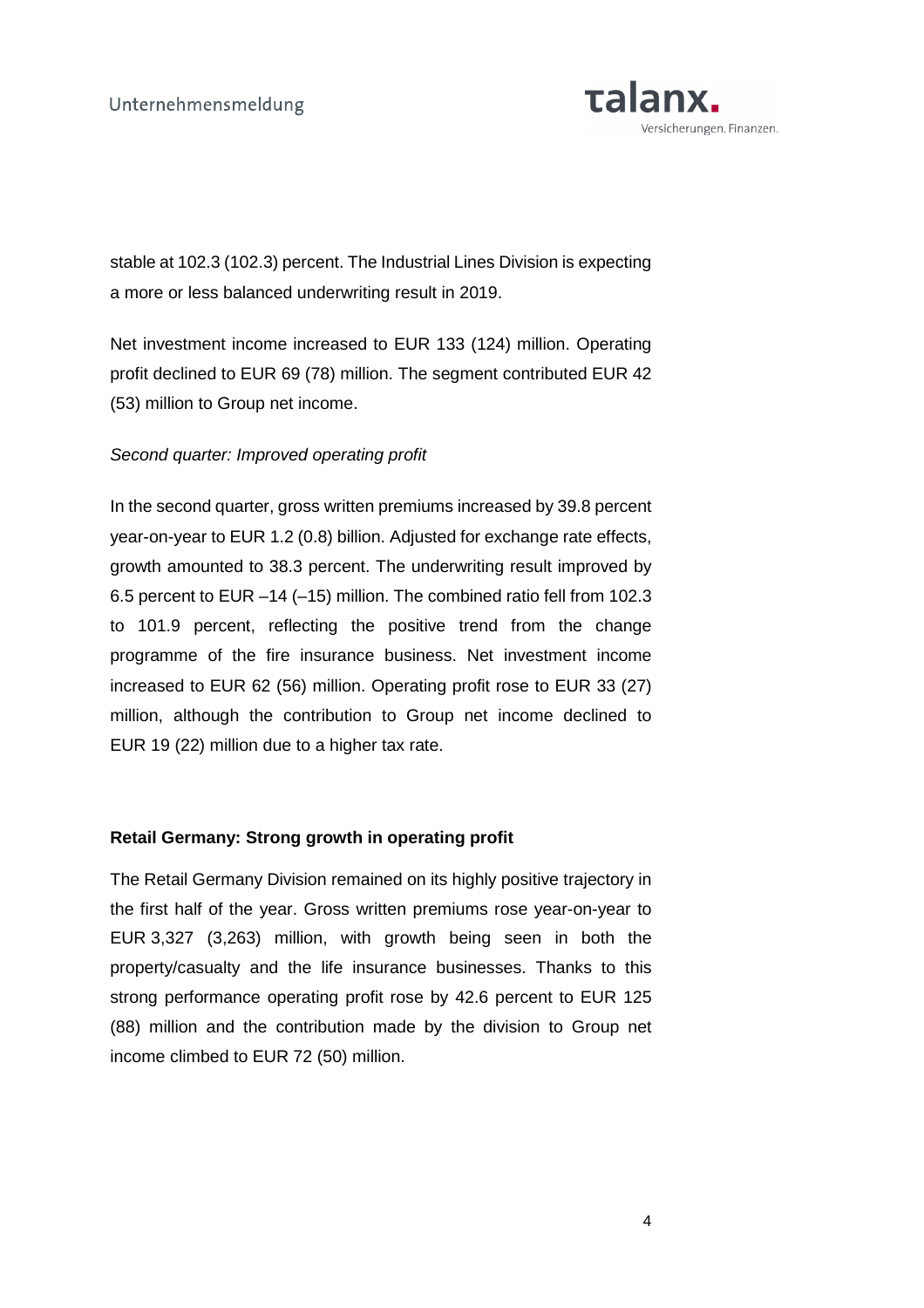stable at 102.3 (102.3) percent. The Industrial Lines Division is expecting a more or less balanced underwriting result in 2019.

Net investment income increased to EUR 133 (124) million. Operating profit declined to EUR 69 (78) million. The segment contributed EUR 42 (53) million to Group net income.

*Second quarter: Improved operating profit*

In the second quarter, gross written premiums increased by 39.8 percent year-on-year to EUR 1.2 (0.8) billion. Adjusted for exchange rate effects, growth amounted to 38.3 percent. The underwriting result improved by 6.5 percent to EUR –14 (–15) million. The combined ratio fell from 102.3 to 101.9 percent, reflecting the positive trend from the change programme of the fire insurance business. Net investment income increased to EUR 62 (56) million. Operating profit rose to EUR 33 (27) million, although the contribution to Group net income declined to EUR 19 (22) million due to a higher tax rate.

**Retail Germany: Strong growth in operating profit**

The Retail Germany Division remained on its highly positive trajectory in the first half of the year. Gross written premiums rose year-on-year to EUR 3,327 (3,263) million, with growth being seen in both the property/casualty and the life insurance businesses. Thanks to this strong performance operating profit rose by 42.6 percent to EUR 125 (88) million and the contribution made by the division to Group net income climbed to EUR 72 (50) million.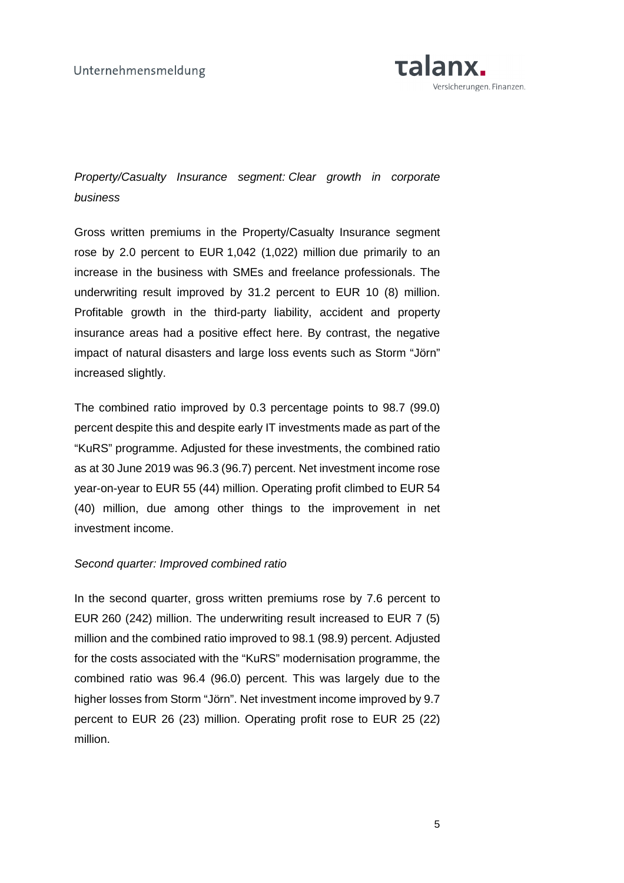*Property/Casualty Insurance segment: Clear growth in corporate business*

Gross written premiums in the Property/Casualty Insurance segment rose by 2.0 percent to EUR 1,042 (1,022) million due primarily to an increase in the business with SMEs and freelance professionals. The underwriting result improved by 31.2 percent to EUR 10 (8) million. Profitable growth in the third-party liability, accident and property insurance areas had a positive effect here. By contrast, the negative impact of natural disasters and large loss events such as Storm "Jörn" increased slightly.

The combined ratio improved by 0.3 percentage points to 98.7 (99.0) percent despite this and despite early IT investments made as part of the "KuRS" programme. Adjusted for these investments, the combined ratio as at 30 June 2019 was 96.3 (96.7) percent. Net investment income rose year-on-year to EUR 55 (44) million. Operating profit climbed to EUR 54 (40) million, due among other things to the improvement in net investment income.

*Second quarter: Improved combined ratio*

In the second quarter, gross written premiums rose by 7.6 percent to EUR 260 (242) million. The underwriting result increased to EUR 7 (5) million and the combined ratio improved to 98.1 (98.9) percent. Adjusted for the costs associated with the "KuRS" modernisation programme, the combined ratio was 96.4 (96.0) percent. This was largely due to the higher losses from Storm "Jörn". Net investment income improved by 9.7 percent to EUR 26 (23) million. Operating profit rose to EUR 25 (22) million.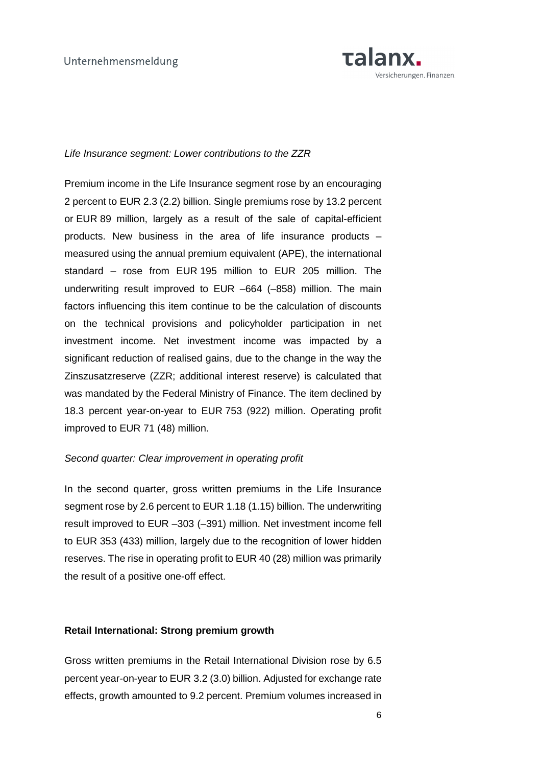*Life Insurance segment: Lower contributions to the ZZR*

Premium income in the Life Insurance segment rose by an encouraging 2 percent to EUR 2.3 (2.2) billion. Single premiums rose by 13.2 percent or EUR 89 million, largely as a result of the sale of capital-efficient products. New business in the area of life insurance products – measured using the annual premium equivalent (APE), the international standard – rose from EUR 195 million to EUR 205 million. The underwriting result improved to EUR –664 (–858) million. The main factors influencing this item continue to be the calculation of discounts on the technical provisions and policyholder participation in net investment income. Net investment income was impacted by a significant reduction of realised gains, due to the change in the way the Zinszusatzreserve (ZZR; additional interest reserve) is calculated that was mandated by the Federal Ministry of Finance. The item declined by 18.3 percent year-on-year to EUR 753 (922) million. Operating profit improved to EUR 71 (48) million.

*Second quarter: Clear improvement in operating profit*

In the second quarter, gross written premiums in the Life Insurance segment rose by 2.6 percent to EUR 1.18 (1.15) billion. The underwriting result improved to EUR –303 (–391) million. Net investment income fell to EUR 353 (433) million, largely due to the recognition of lower hidden reserves. The rise in operating profit to EUR 40 (28) million was primarily the result of a positive one-off effect.

**Retail International: Strong premium growth**

Gross written premiums in the Retail International Division rose by 6.5 percent year-on-year to EUR 3.2 (3.0) billion. Adjusted for exchange rate effects, growth amounted to 9.2 percent. Premium volumes increased in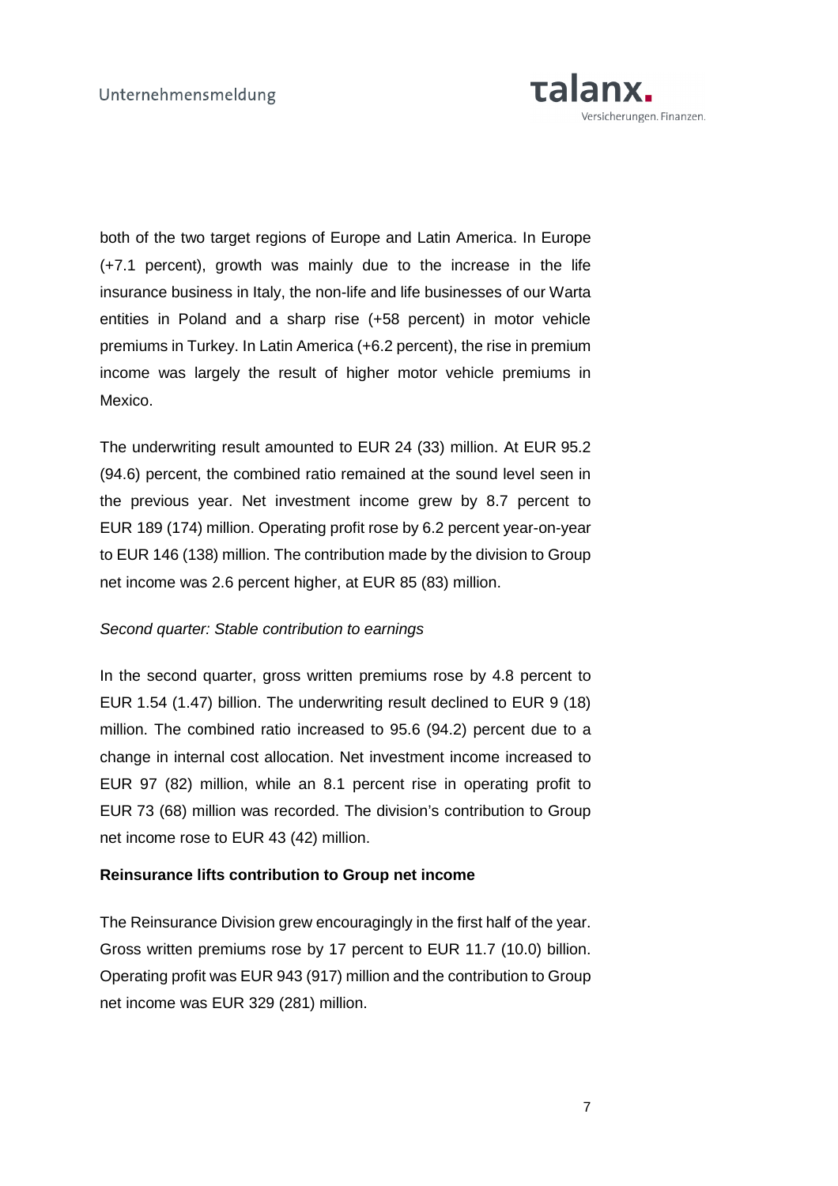both of the two target regions of Europe and Latin America. In Europe (+7.1 percent), growth was mainly due to the increase in the life insurance business in Italy, the non-life and life businesses of our Warta entities in Poland and a sharp rise (+58 percent) in motor vehicle premiums in Turkey. In Latin America (+6.2 percent), the rise in premium income was largely the result of higher motor vehicle premiums in Mexico.

The underwriting result amounted to EUR 24 (33) million. At EUR 95.2 (94.6) percent, the combined ratio remained at the sound level seen in the previous year. Net investment income grew by 8.7 percent to EUR 189 (174) million. Operating profit rose by 6.2 percent year-on-year to EUR 146 (138) million. The contribution made by the division to Group net income was 2.6 percent higher, at EUR 85 (83) million.

*Second quarter: Stable contribution to earnings*

In the second quarter, gross written premiums rose by 4.8 percent to EUR 1.54 (1.47) billion. The underwriting result declined to EUR 9 (18) million. The combined ratio increased to 95.6 (94.2) percent due to a change in internal cost allocation. Net investment income increased to EUR 97 (82) million, while an 8.1 percent rise in operating profit to EUR 73 (68) million was recorded. The division's contribution to Group net income rose to EUR 43 (42) million.

**Reinsurance lifts contribution to Group net income**

The Reinsurance Division grew encouragingly in the first half of the year. Gross written premiums rose by 17 percent to EUR 11.7 (10.0) billion. Operating profit was EUR 943 (917) million and the contribution to Group net income was EUR 329 (281) million.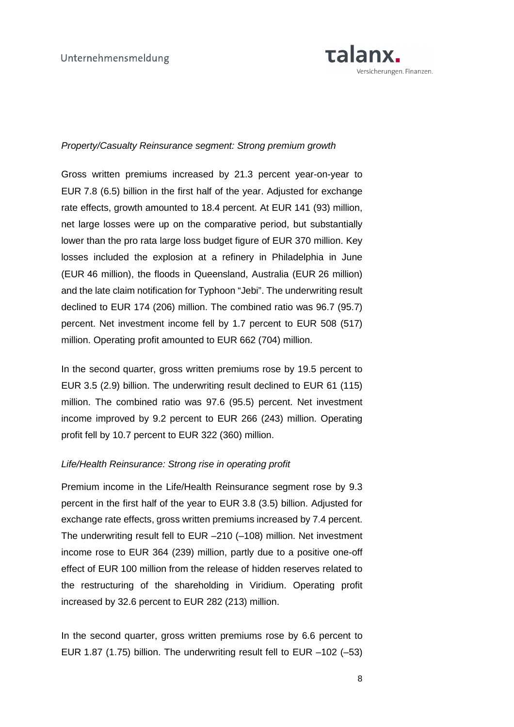*Property/Casualty Reinsurance segment: Strong premium growth*

Gross written premiums increased by 21.3 percent year-on-year to EUR 7.8 (6.5) billion in the first half of the year. Adjusted for exchange rate effects, growth amounted to 18.4 percent. At EUR 141 (93) million, net large losses were up on the comparative period, but substantially lower than the pro rata large loss budget figure of EUR 370 million. Key losses included the explosion at a refinery in Philadelphia in June (EUR 46 million), the floods in Queensland, Australia (EUR 26 million) and the late claim notification for Typhoon "Jebi". The underwriting result declined to EUR 174 (206) million. The combined ratio was 96.7 (95.7) percent. Net investment income fell by 1.7 percent to EUR 508 (517) million. Operating profit amounted to EUR 662 (704) million.

In the second quarter, gross written premiums rose by 19.5 percent to EUR 3.5 (2.9) billion. The underwriting result declined to EUR 61 (115) million. The combined ratio was 97.6 (95.5) percent. Net investment income improved by 9.2 percent to EUR 266 (243) million. Operating profit fell by 10.7 percent to EUR 322 (360) million.

*Life/Health Reinsurance: Strong rise in operating profit*

Premium income in the Life/Health Reinsurance segment rose by 9.3 percent in the first half of the year to EUR 3.8 (3.5) billion. Adjusted for exchange rate effects, gross written premiums increased by 7.4 percent. The underwriting result fell to EUR –210 (–108) million. Net investment income rose to EUR 364 (239) million, partly due to a positive one-off effect of EUR 100 million from the release of hidden reserves related to the restructuring of the shareholding in Viridium. Operating profit increased by 32.6 percent to EUR 282 (213) million.

In the second quarter, gross written premiums rose by 6.6 percent to EUR 1.87 (1.75) billion. The underwriting result fell to EUR –102 (–53)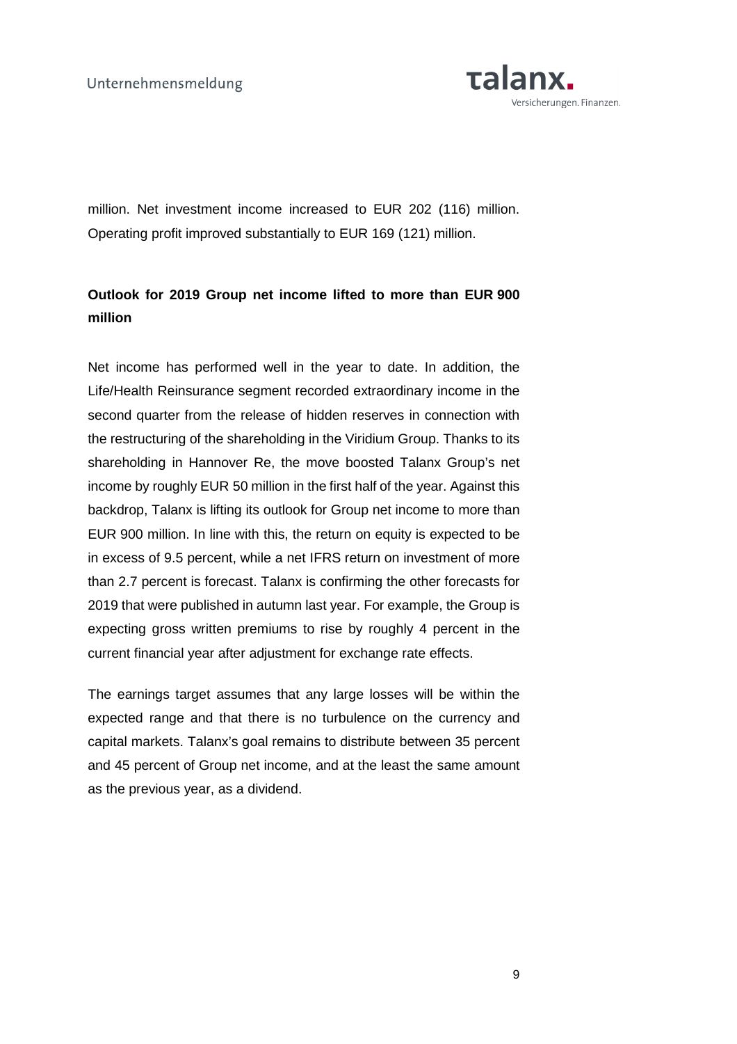million. Net investment income increased to EUR 202 (116) million. Operating profit improved substantially to EUR 169 (121) million.

**Outlook for 2019 Group net income lifted to more than EUR 900 million**

Net income has performed well in the year to date. In addition, the Life/Health Reinsurance segment recorded extraordinary income in the second quarter from the release of hidden reserves in connection with the restructuring of the shareholding in the Viridium Group. Thanks to its shareholding in Hannover Re, the move boosted Talanx Group's net income by roughly EUR 50 million in the first half of the year. Against this backdrop, Talanx is lifting its outlook for Group net income to more than EUR 900 million. In line with this, the return on equity is expected to be in excess of 9.5 percent, while a net IFRS return on investment of more than 2.7 percent is forecast. Talanx is confirming the other forecasts for 2019 that were published in autumn last year. For example, the Group is expecting gross written premiums to rise by roughly 4 percent in the current financial year after adjustment for exchange rate effects.

The earnings target assumes that any large losses will be within the expected range and that there is no turbulence on the currency and capital markets. Talanx's goal remains to distribute between 35 percent and 45 percent of Group net income, and at the least the same amount as the previous year, as a dividend.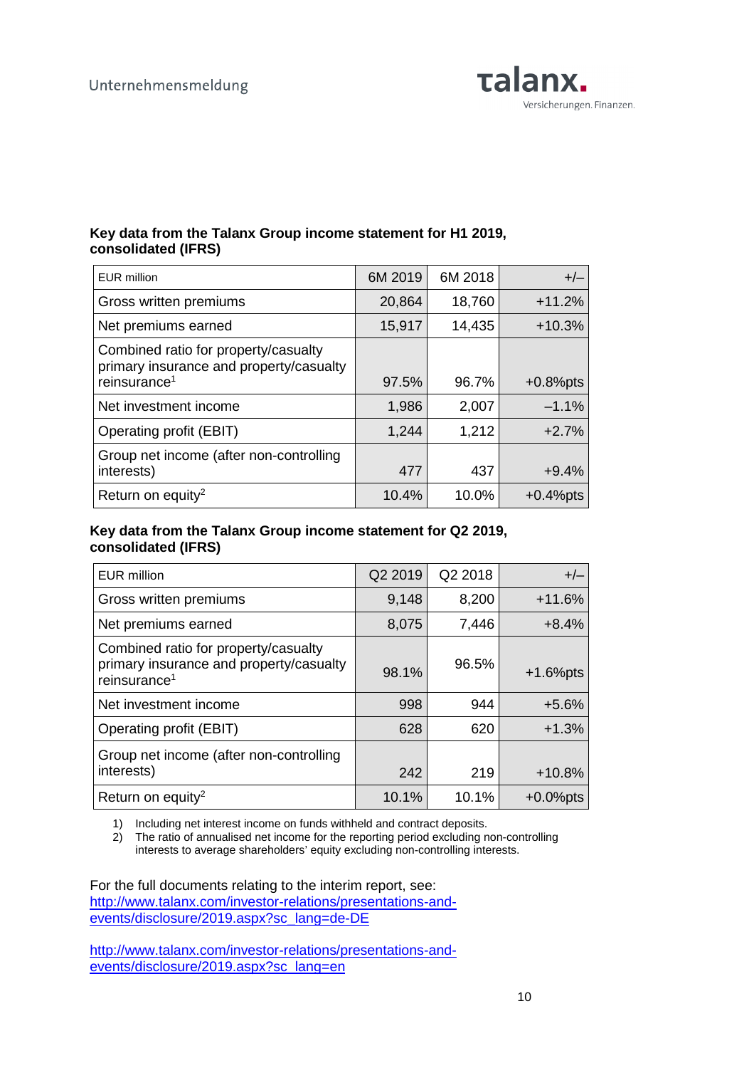**Key data from the Talanx Group income statement for H1 2019, consolidated (IFRS)**

| EUR million | 6M 2019 | 6M 2018 | +/– |
|---|---|---|---|
| Gross written premiums | 20,864 | 18,760 | +11.2% |
| Net premiums earned | 15,917 | 14,435 | +10.3% |
| Combined ratio for property/casualty primary insurance and property/casualty reinsurance[1] | 97.5% | 96.7% | +0.8%pts |
| Net investment income | 1,986 | 2,007 | –1.1% |
| Operating profit (EBIT) | 1,244 | 1,212 | +2.7% |
| Group net income (after non-controlling interests) | 477 | 437 | +9.4% |
| Return on equity[2] | 10.4% | 10.0% | +0.4%pts |

**Key data from the Talanx Group income statement for Q2 2019, consolidated (IFRS)**

| EUR million | Q2 2019 | Q2 2018 | +/– |
|---|---|---|---|
| Gross written premiums | 9,148 | 8,200 | +11.6% |
| Net premiums earned | 8,075 | 7,446 | +8.4% |
| Combined ratio for property/casualty primary insurance and property/casualty reinsurance[1] | 98.1% | 96.5% | +1.6%pts |
| Net investment income | 998 | 944 | +5.6% |
| Operating profit (EBIT) | 628 | 620 | +1.3% |
| Group net income (after non-controlling interests) | 242 | 219 | +10.8% |
| Return on equity[2] | 10.1% | 10.1% | +0.0%pts |

1) Including net interest income on funds withheld and contract deposits.
2) The ratio of annualised net income for the reporting period excluding non-controlling interests to average shareholders' equity excluding non-controlling interests.

For the full documents relating to the interim report, see:
http://www.talanx.com/investor-relations/presentations-and-events/disclosure/2019.aspx?sc_lang=de-DE

http://www.talanx.com/investor-relations/presentations-and-events/disclosure/2019.aspx?sc_lang=en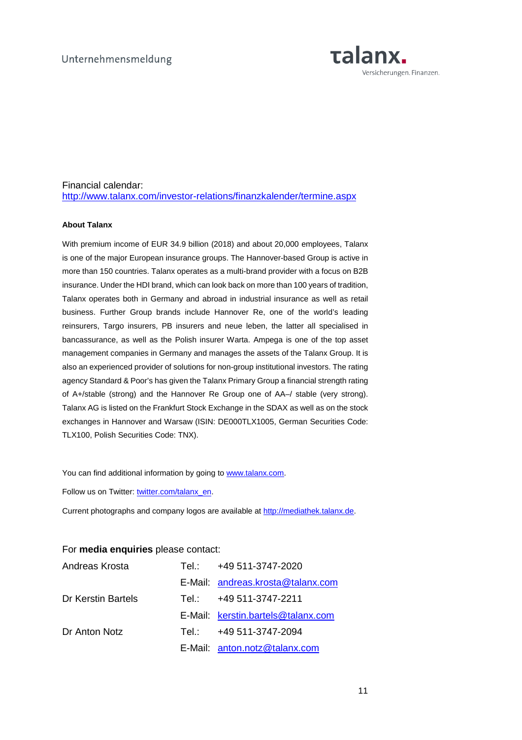Financial calendar:
http://www.talanx.com/investor-relations/finanzkalender/termine.aspx

**About Talanx**

With premium income of EUR 34.9 billion (2018) and about 20,000 employees, Talanx is one of the major European insurance groups. The Hannover-based Group is active in more than 150 countries. Talanx operates as a multi-brand provider with a focus on B2B insurance. Under the HDI brand, which can look back on more than 100 years of tradition, Talanx operates both in Germany and abroad in industrial insurance as well as retail business. Further Group brands include Hannover Re, one of the world's leading reinsurers, Targo insurers, PB insurers and neue leben, the latter all specialised in bancassurance, as well as the Polish insurer Warta. Ampega is one of the top asset management companies in Germany and manages the assets of the Talanx Group. It is also an experienced provider of solutions for non-group institutional investors. The rating agency Standard & Poor's has given the Talanx Primary Group a financial strength rating of A+/stable (strong) and the Hannover Re Group one of AA–/ stable (very strong). Talanx AG is listed on the Frankfurt Stock Exchange in the SDAX as well as on the stock exchanges in Hannover and Warsaw (ISIN: DE000TLX1005, German Securities Code: TLX100, Polish Securities Code: TNX).

You can find additional information by going to www.talanx.com.

Follow us on Twitter: twitter.com/talanx_en.

Current photographs and company logos are available at http://mediathek.talanx.de.

For **media enquiries** please contact:

| | | |
|---|---|---|
| Andreas Krosta | Tel.: | +49 511-3747-2020 |
| | E-Mail: | andreas.krosta@talanx.com |
| Dr Kerstin Bartels | Tel.: | +49 511-3747-2211 |
| | E-Mail: | kerstin.bartels@talanx.com |
| Dr Anton Notz | Tel.: | +49 511-3747-2094 |
| | E-Mail: | anton.notz@talanx.com |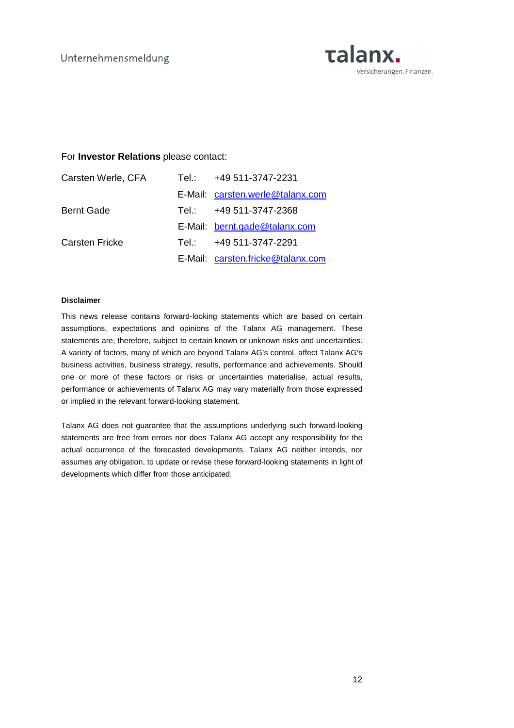For **Investor Relations** please contact:

| | | |
|---|---|---|
| Carsten Werle, CFA | Tel.: | +49 511-3747-2231 |
| | E-Mail: | carsten.werle@talanx.com |
| Bernt Gade | Tel.: | +49 511-3747-2368 |
| | E-Mail: | bernt.gade@talanx.com |
| Carsten Fricke | Tel.: | +49 511-3747-2291 |
| | E-Mail: | carsten.fricke@talanx.com |

**Disclaimer**

This news release contains forward-looking statements which are based on certain assumptions, expectations and opinions of the Talanx AG management. These statements are, therefore, subject to certain known or unknown risks and uncertainties. A variety of factors, many of which are beyond Talanx AG's control, affect Talanx AG's business activities, business strategy, results, performance and achievements. Should one or more of these factors or risks or uncertainties materialise, actual results, performance or achievements of Talanx AG may vary materially from those expressed or implied in the relevant forward-looking statement.

Talanx AG does not guarantee that the assumptions underlying such forward-looking statements are free from errors nor does Talanx AG accept any responsibility for the actual occurrence of the forecasted developments. Talanx AG neither intends, nor assumes any obligation, to update or revise these forward-looking statements in light of developments which differ from those anticipated.